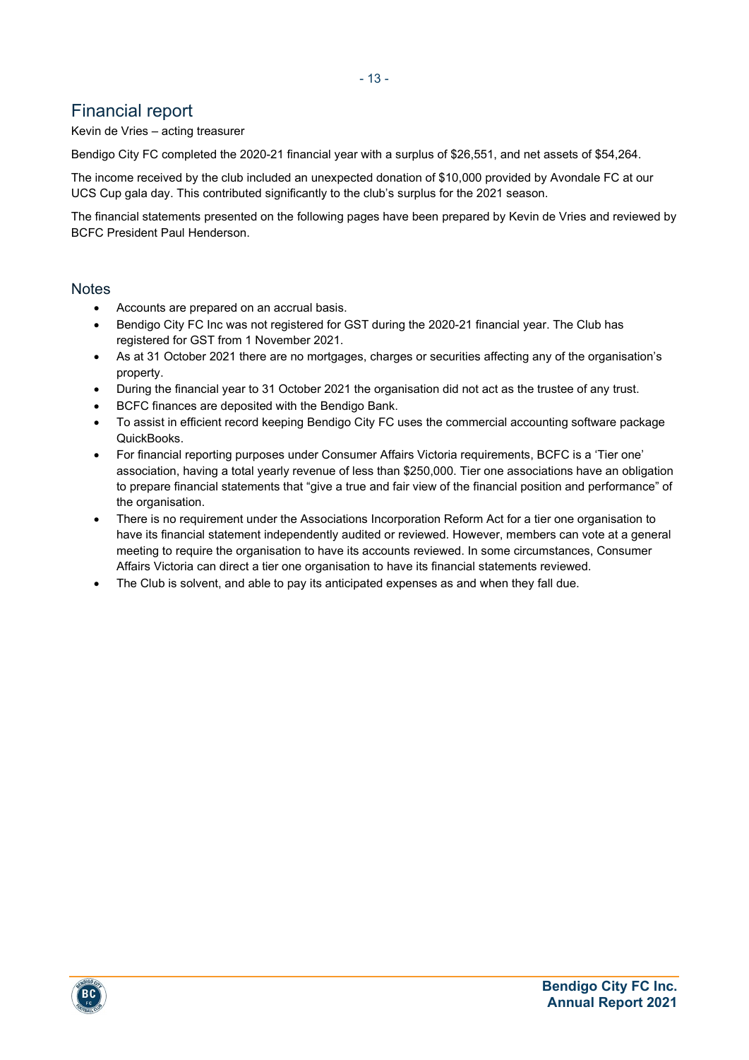# Financial report

Kevin de Vries – acting treasurer

Bendigo City FC completed the 2020-21 financial year with a surplus of $26,551, and net assets of $54,264.

The income received by the club included an unexpected donation of $10,000 provided by Avondale FC at our UCS Cup gala day. This contributed significantly to the club's surplus for the 2021 season.

The financial statements presented on the following pages have been prepared by Kevin de Vries and reviewed by BCFC President Paul Henderson.

## Notes

- Accounts are prepared on an accrual basis.
- Bendigo City FC Inc was not registered for GST during the 2020-21 financial year. The Club has registered for GST from 1 November 2021.
- As at 31 October 2021 there are no mortgages, charges or securities affecting any of the organisation's property.
- During the financial year to 31 October 2021 the organisation did not act as the trustee of any trust.
- BCFC finances are deposited with the Bendigo Bank.
- To assist in efficient record keeping Bendigo City FC uses the commercial accounting software package QuickBooks.
- For financial reporting purposes under Consumer Affairs Victoria requirements, BCFC is a 'Tier one' association, having a total yearly revenue of less than $250,000. Tier one associations have an obligation to prepare financial statements that "give a true and fair view of the financial position and performance" of the organisation.
- There is no requirement under the Associations Incorporation Reform Act for a tier one organisation to have its financial statement independently audited or reviewed. However, members can vote at a general meeting to require the organisation to have its accounts reviewed. In some circumstances, Consumer Affairs Victoria can direct a tier one organisation to have its financial statements reviewed.
- The Club is solvent, and able to pay its anticipated expenses as and when they fall due.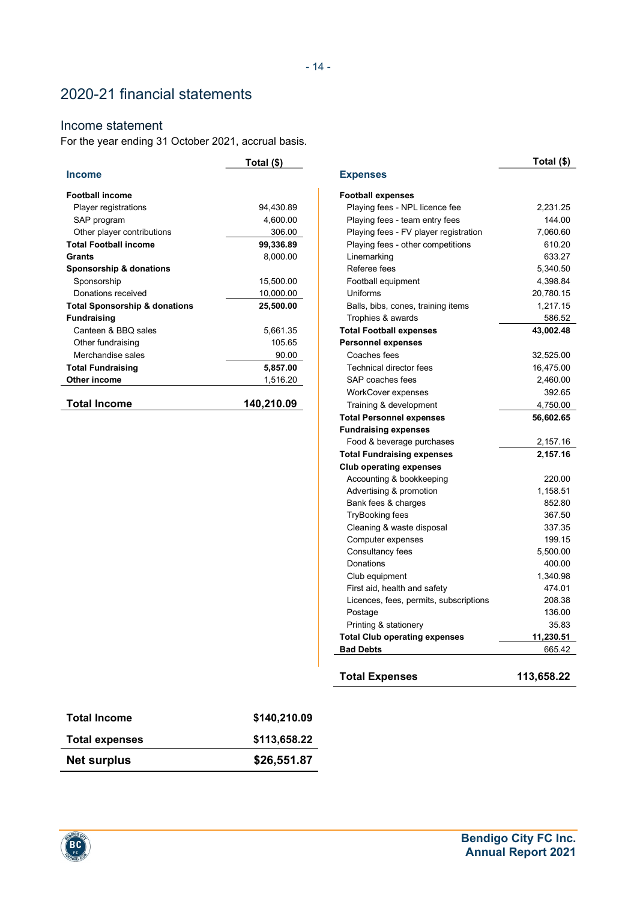# 2020-21 financial statements

## Income statement

For the year ending 31 October 2021, accrual basis.

| Income | Total ($) |
|---|---|
| **Football income** | |
| Player registrations | 94,430.89 |
| SAP program | 4,600.00 |
| Other player contributions | 306.00 |
| **Total Football income** | **99,336.89** |
| **Grants** | 8,000.00 |
| **Sponsorship & donations** | |
| Sponsorship | 15,500.00 |
| Donations received | 10,000.00 |
| **Total Sponsorship & donations** | **25,500.00** |
| **Fundraising** | |
| Canteen & BBQ sales | 5,661.35 |
| Other fundraising | 105.65 |
| Merchandise sales | 90.00 |
| **Total Fundraising** | **5,857.00** |
| **Other income** | 1,516.20 |
| **Total Income** | **140,210.09** |

| Expenses | Total ($) |
|---|---|
| **Football expenses** | |
| Playing fees - NPL licence fee | 2,231.25 |
| Playing fees - team entry fees | 144.00 |
| Playing fees - FV player registration | 7,060.60 |
| Playing fees - other competitions | 610.20 |
| Linemarking | 633.27 |
| Referee fees | 5,340.50 |
| Football equipment | 4,398.84 |
| Uniforms | 20,780.15 |
| Balls, bibs, cones, training items | 1,217.15 |
| Trophies & awards | 586.52 |
| **Total Football expenses** | **43,002.48** |
| **Personnel expenses** | |
| Coaches fees | 32,525.00 |
| Technical director fees | 16,475.00 |
| SAP coaches fees | 2,460.00 |
| WorkCover expenses | 392.65 |
| Training & development | 4,750.00 |
| **Total Personnel expenses** | **56,602.65** |
| **Fundraising expenses** | |
| Food & beverage purchases | 2,157.16 |
| **Total Fundraising expenses** | **2,157.16** |
| **Club operating expenses** | |
| Accounting & bookkeeping | 220.00 |
| Advertising & promotion | 1,158.51 |
| Bank fees & charges | 852.80 |
| TryBooking fees | 367.50 |
| Cleaning & waste disposal | 337.35 |
| Computer expenses | 199.15 |
| Consultancy fees | 5,500.00 |
| Donations | 400.00 |
| Club equipment | 1,340.98 |
| First aid, health and safety | 474.01 |
| Licences, fees, permits, subscriptions | 208.38 |
| Postage | 136.00 |
| Printing & stationery | 35.83 |
| **Total Club operating expenses** | **11,230.51** |
| **Bad Debts** | 665.42 |
| **Total Expenses** | **113,658.22** |

| | |
|---|---|
| **Total Income** | **$140,210.09** |
| **Total expenses** | **$113,658.22** |
| **Net surplus** | **$26,551.87** |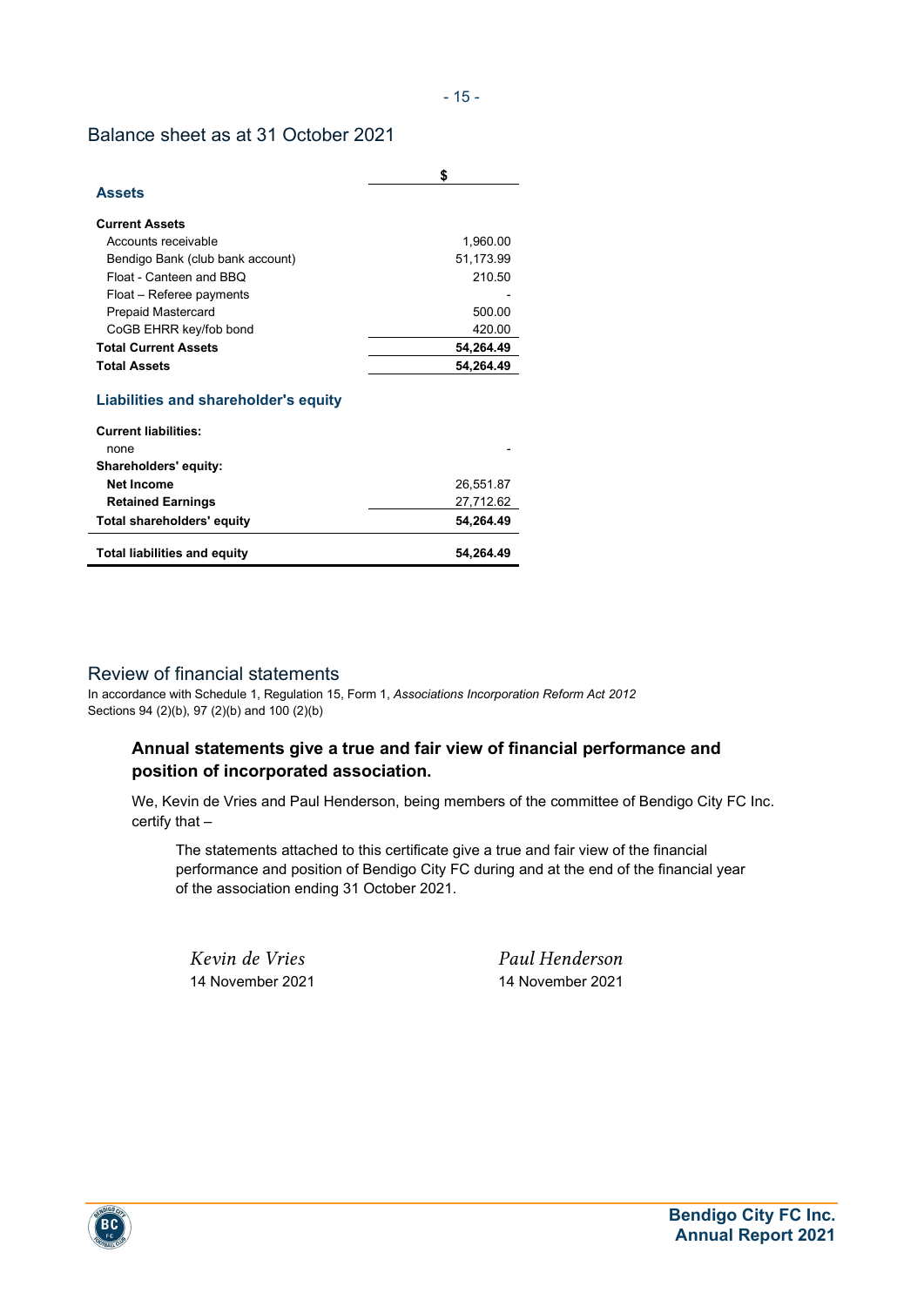## Balance sheet as at 31 October 2021

| | $ |
|---|---|
| **Assets** | |
| **Current Assets** | |
| Accounts receivable | 1,960.00 |
| Bendigo Bank (club bank account) | 51,173.99 |
| Float - Canteen and BBQ | 210.50 |
| Float – Referee payments | - |
| Prepaid Mastercard | 500.00 |
| CoGB EHRR key/fob bond | 420.00 |
| **Total Current Assets** | **54,264.49** |
| **Total Assets** | **54,264.49** |
| **Liabilities and shareholder's equity** | |
| **Current liabilities:** | |
| none | - |
| **Shareholders' equity:** | |
| **Net Income** | 26,551.87 |
| **Retained Earnings** | 27,712.62 |
| **Total shareholders' equity** | **54,264.49** |
| **Total liabilities and equity** | **54,264.49** |

## Review of financial statements

In accordance with Schedule 1, Regulation 15, Form 1, *Associations Incorporation Reform Act 2012*
Sections 94 (2)(b), 97 (2)(b) and 100 (2)(b)

### Annual statements give a true and fair view of financial performance and position of incorporated association.

We, Kevin de Vries and Paul Henderson, being members of the committee of Bendigo City FC Inc. certify that –

> The statements attached to this certificate give a true and fair view of the financial performance and position of Bendigo City FC during and at the end of the financial year of the association ending 31 October 2021.

*Kevin de Vries*
14 November 2021

*Paul Henderson*
14 November 2021